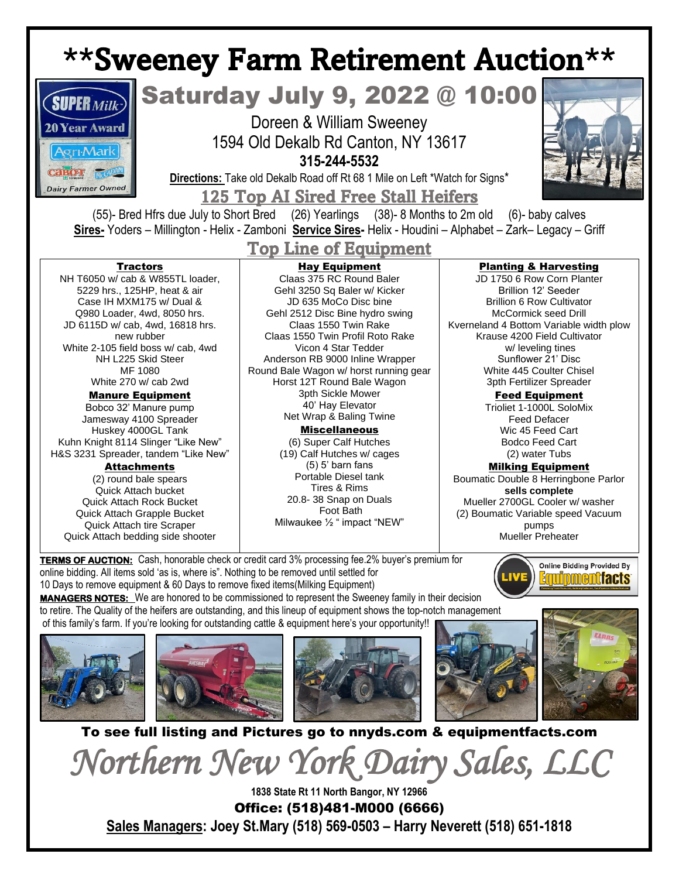# **Sweeney Farm Retirement Auction**

## Saturday July 9, 2022 @ 10:00

Doreen & William Sweeney
1594 Old Dekalb Rd Canton, NY 13617
**315-244-5532**

**Directions:** Take old Dekalb Road off Rt 68 1 Mile on Left *Watch for Signs*

## 125 Top AI Sired Free Stall Heifers

(55)- Bred Hfrs due July to Short Bred (26) Yearlings (38)- 8 Months to 2m old (6)- baby calves

**Sires-** Yoders – Millington - Helix - Zamboni **Service Sires-** Helix - Houdini – Alphabet – Zark– Legacy – Griff

## Top Line of Equipment

### Tractors
NH T6050 w/ cab & W855TL loader, 5229 hrs., 125HP, heat & air
Case IH MXM175 w/ Dual & Q980 Loader, 4wd, 8050 hrs.
JD 6115D w/ cab, 4wd, 16818 hrs. new rubber
White 2-105 field boss w/ cab, 4wd
NH L225 Skid Steer
MF 1080
White 270 w/ cab 2wd

### Manure Equipment
Bobco 32' Manure pump
Jamesway 4100 Spreader
Huskey 4000GL Tank
Kuhn Knight 8114 Slinger "Like New"
H&S 3231 Spreader, tandem "Like New"

### Attachments
(2) round bale spears
Quick Attach bucket
Quick Attach Rock Bucket
Quick Attach Grapple Bucket
Quick Attach tire Scraper
Quick Attach bedding side shooter

### Hay Equipment
Claas 375 RC Round Baler
Gehl 3250 Sq Baler w/ Kicker
JD 635 MoCo Disc bine
Gehl 2512 Disc Bine hydro swing
Claas 1550 Twin Rake
Claas 1550 Twin Profil Roto Rake
Vicon 4 Star Tedder
Anderson RB 9000 Inline Wrapper
Round Bale Wagon w/ horst running gear
Horst 12T Round Bale Wagon
3pth Sickle Mower
40' Hay Elevator
Net Wrap & Baling Twine

### Miscellaneous
(6) Super Calf Hutches
(19) Calf Hutches w/ cages
(5) 5' barn fans
Portable Diesel tank
Tires & Rims
20.8- 38 Snap on Duals
Foot Bath
Milwaukee ½ " impact "NEW"

### Planting & Harvesting
JD 1750 6 Row Corn Planter
Brillion 12' Seeder
Brillion 6 Row Cultivator
McCormick seed Drill
Kverneland 4 Bottom Variable width plow
Krause 4200 Field Cultivator w/ leveling tines
Sunflower 21' Disc
White 445 Coulter Chisel
3pth Fertilizer Spreader

### Feed Equipment
Trioliet 1-1000L SoloMix
Feed Defacer
Wic 45 Feed Cart
Bodco Feed Cart
(2) water Tubs

### Milking Equipment
Boumatic Double 8 Herringbone Parlor **sells complete**
Mueller 2700GL Cooler w/ washer
(2) Boumatic Variable speed Vacuum pumps
Mueller Preheater

**TERMS OF AUCTION:** Cash, honorable check or credit card 3% processing fee.2% buyer's premium for online bidding. All items sold 'as is, where is". Nothing to be removed until settled for 10 Days to remove equipment & 60 Days to remove fixed items(Milking Equipment)

Online Bidding Provided By LIVE Equipmentfacts

**MANAGERS NOTES:** We are honored to be commissioned to represent the Sweeney family in their decision to retire. The Quality of the heifers are outstanding, and this lineup of equipment shows the top-notch management of this family's farm. If you're looking for outstanding cattle & equipment here's your opportunity!!

**To see full listing and Pictures go to nnyds.com & equipmentfacts.com**

# *Northern New York Dairy Sales, LLC*

**1838 State Rt 11 North Bangor, NY 12966**

**Office: (518)481-M000 (6666)**

**Sales Managers: Joey St.Mary (518) 569-0503 – Harry Neverett (518) 651-1818**